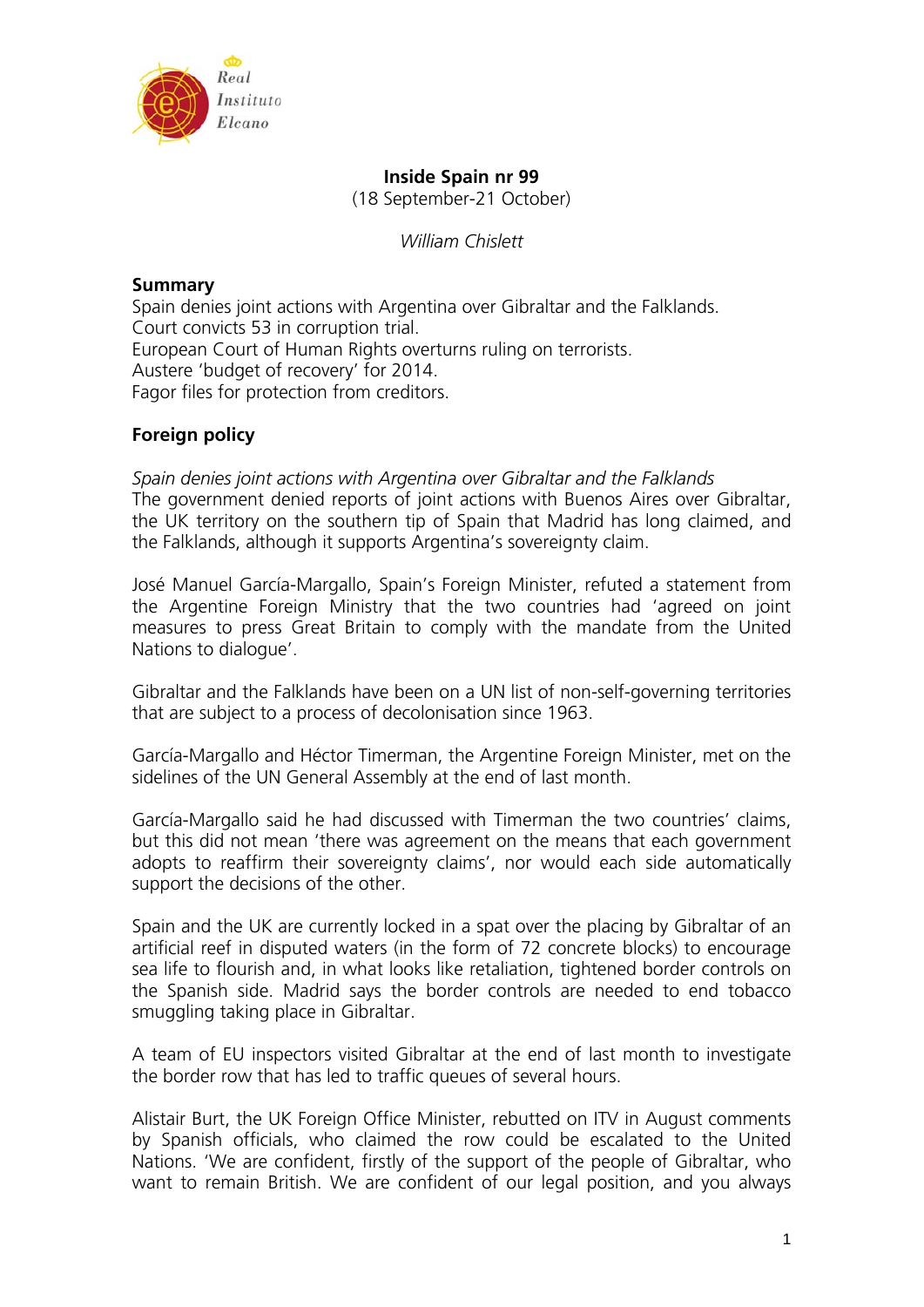**Inside Spain nr 99**
(18 September-21 October)

*William Chislett*

**Summary**
Spain denies joint actions with Argentina over Gibraltar and the Falklands.
Court convicts 53 in corruption trial.
European Court of Human Rights overturns ruling on terrorists.
Austere 'budget of recovery' for 2014.
Fagor files for protection from creditors.

## Foreign policy

*Spain denies joint actions with Argentina over Gibraltar and the Falklands*
The government denied reports of joint actions with Buenos Aires over Gibraltar, the UK territory on the southern tip of Spain that Madrid has long claimed, and the Falklands, although it supports Argentina's sovereignty claim.

José Manuel García-Margallo, Spain's Foreign Minister, refuted a statement from the Argentine Foreign Ministry that the two countries had 'agreed on joint measures to press Great Britain to comply with the mandate from the United Nations to dialogue'.

Gibraltar and the Falklands have been on a UN list of non-self-governing territories that are subject to a process of decolonisation since 1963.

García-Margallo and Héctor Timerman, the Argentine Foreign Minister, met on the sidelines of the UN General Assembly at the end of last month.

García-Margallo said he had discussed with Timerman the two countries' claims, but this did not mean 'there was agreement on the means that each government adopts to reaffirm their sovereignty claims', nor would each side automatically support the decisions of the other.

Spain and the UK are currently locked in a spat over the placing by Gibraltar of an artificial reef in disputed waters (in the form of 72 concrete blocks) to encourage sea life to flourish and, in what looks like retaliation, tightened border controls on the Spanish side. Madrid says the border controls are needed to end tobacco smuggling taking place in Gibraltar.

A team of EU inspectors visited Gibraltar at the end of last month to investigate the border row that has led to traffic queues of several hours.

Alistair Burt, the UK Foreign Office Minister, rebutted on ITV in August comments by Spanish officials, who claimed the row could be escalated to the United Nations. 'We are confident, firstly of the support of the people of Gibraltar, who want to remain British. We are confident of our legal position, and you always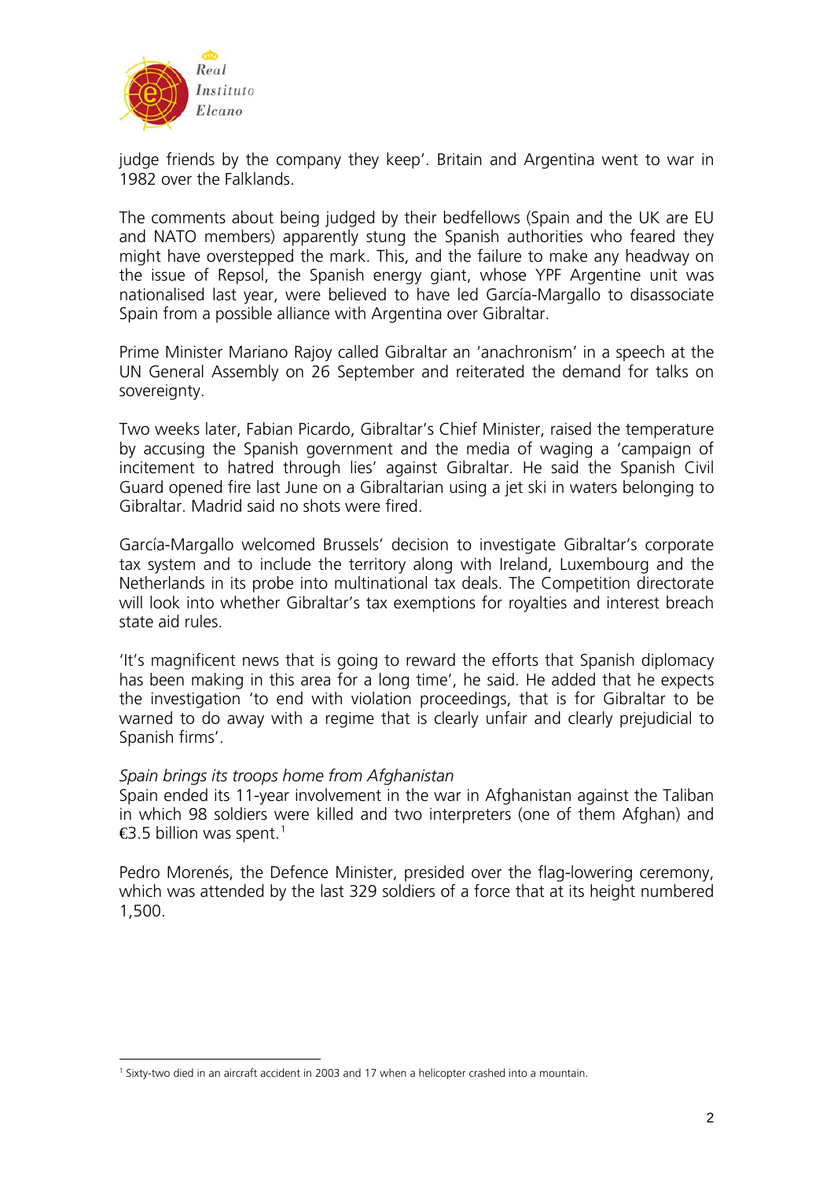judge friends by the company they keep'. Britain and Argentina went to war in 1982 over the Falklands.

The comments about being judged by their bedfellows (Spain and the UK are EU and NATO members) apparently stung the Spanish authorities who feared they might have overstepped the mark. This, and the failure to make any headway on the issue of Repsol, the Spanish energy giant, whose YPF Argentine unit was nationalised last year, were believed to have led García-Margallo to disassociate Spain from a possible alliance with Argentina over Gibraltar.

Prime Minister Mariano Rajoy called Gibraltar an 'anachronism' in a speech at the UN General Assembly on 26 September and reiterated the demand for talks on sovereignty.

Two weeks later, Fabian Picardo, Gibraltar's Chief Minister, raised the temperature by accusing the Spanish government and the media of waging a 'campaign of incitement to hatred through lies' against Gibraltar. He said the Spanish Civil Guard opened fire last June on a Gibraltarian using a jet ski in waters belonging to Gibraltar. Madrid said no shots were fired.

García-Margallo welcomed Brussels' decision to investigate Gibraltar's corporate tax system and to include the territory along with Ireland, Luxembourg and the Netherlands in its probe into multinational tax deals. The Competition directorate will look into whether Gibraltar's tax exemptions for royalties and interest breach state aid rules.

'It's magnificent news that is going to reward the efforts that Spanish diplomacy has been making in this area for a long time', he said. He added that he expects the investigation 'to end with violation proceedings, that is for Gibraltar to be warned to do away with a regime that is clearly unfair and clearly prejudicial to Spanish firms'.

*Spain brings its troops home from Afghanistan*

Spain ended its 11-year involvement in the war in Afghanistan against the Taliban in which 98 soldiers were killed and two interpreters (one of them Afghan) and €3.5 billion was spent.[1]

Pedro Morenés, the Defence Minister, presided over the flag-lowering ceremony, which was attended by the last 329 soldiers of a force that at its height numbered 1,500.

[1] Sixty-two died in an aircraft accident in 2003 and 17 when a helicopter crashed into a mountain.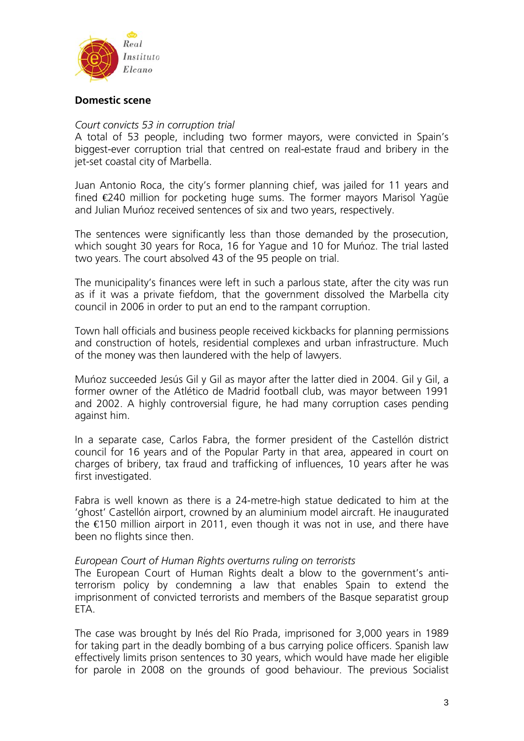**Domestic scene**

*Court convicts 53 in corruption trial*

A total of 53 people, including two former mayors, were convicted in Spain's biggest-ever corruption trial that centred on real-estate fraud and bribery in the jet-set coastal city of Marbella.

Juan Antonio Roca, the city's former planning chief, was jailed for 11 years and fined €240 million for pocketing huge sums. The former mayors Marisol Yagüe and Julian Muńoz received sentences of six and two years, respectively.

The sentences were significantly less than those demanded by the prosecution, which sought 30 years for Roca, 16 for Yague and 10 for Muńoz. The trial lasted two years. The court absolved 43 of the 95 people on trial.

The municipality's finances were left in such a parlous state, after the city was run as if it was a private fiefdom, that the government dissolved the Marbella city council in 2006 in order to put an end to the rampant corruption.

Town hall officials and business people received kickbacks for planning permissions and construction of hotels, residential complexes and urban infrastructure. Much of the money was then laundered with the help of lawyers.

Muńoz succeeded Jesús Gil y Gil as mayor after the latter died in 2004. Gil y Gil, a former owner of the Atlético de Madrid football club, was mayor between 1991 and 2002. A highly controversial figure, he had many corruption cases pending against him.

In a separate case, Carlos Fabra, the former president of the Castellón district council for 16 years and of the Popular Party in that area, appeared in court on charges of bribery, tax fraud and trafficking of influences, 10 years after he was first investigated.

Fabra is well known as there is a 24-metre-high statue dedicated to him at the 'ghost' Castellón airport, crowned by an aluminium model aircraft. He inaugurated the €150 million airport in 2011, even though it was not in use, and there have been no flights since then.

*European Court of Human Rights overturns ruling on terrorists*

The European Court of Human Rights dealt a blow to the government's anti-terrorism policy by condemning a law that enables Spain to extend the imprisonment of convicted terrorists and members of the Basque separatist group ETA.

The case was brought by Inés del Río Prada, imprisoned for 3,000 years in 1989 for taking part in the deadly bombing of a bus carrying police officers. Spanish law effectively limits prison sentences to 30 years, which would have made her eligible for parole in 2008 on the grounds of good behaviour. The previous Socialist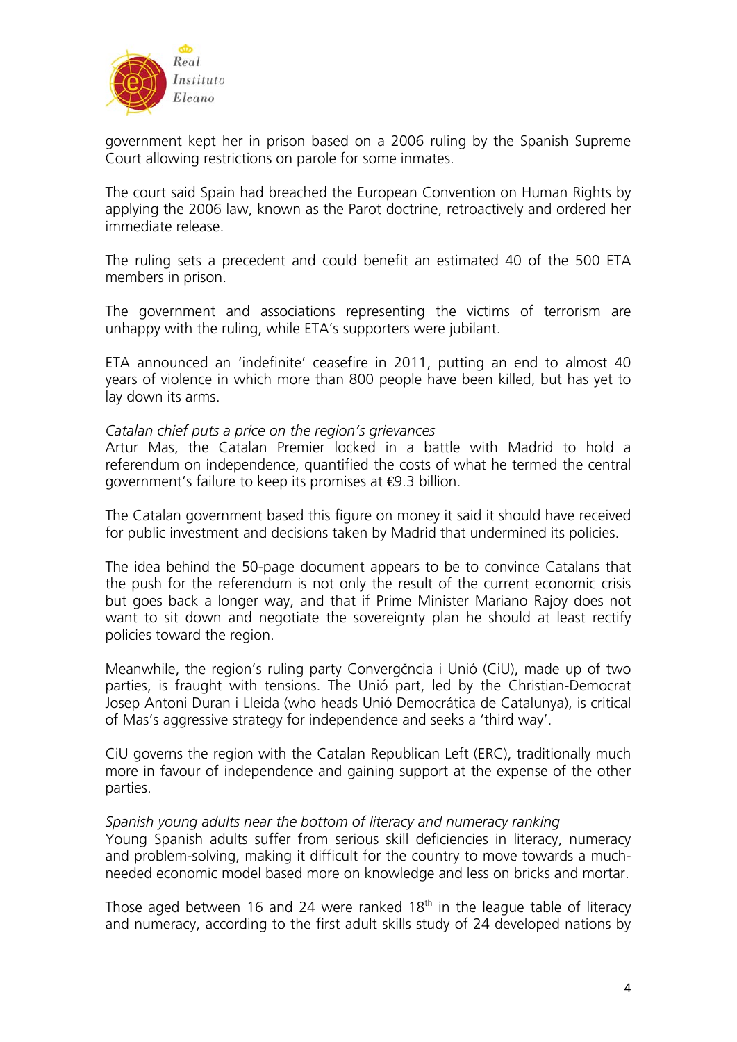government kept her in prison based on a 2006 ruling by the Spanish Supreme Court allowing restrictions on parole for some inmates.

The court said Spain had breached the European Convention on Human Rights by applying the 2006 law, known as the Parot doctrine, retroactively and ordered her immediate release.

The ruling sets a precedent and could benefit an estimated 40 of the 500 ETA members in prison.

The government and associations representing the victims of terrorism are unhappy with the ruling, while ETA's supporters were jubilant.

ETA announced an 'indefinite' ceasefire in 2011, putting an end to almost 40 years of violence in which more than 800 people have been killed, but has yet to lay down its arms.

*Catalan chief puts a price on the region's grievances*
Artur Mas, the Catalan Premier locked in a battle with Madrid to hold a referendum on independence, quantified the costs of what he termed the central government's failure to keep its promises at €9.3 billion.

The Catalan government based this figure on money it said it should have received for public investment and decisions taken by Madrid that undermined its policies.

The idea behind the 50-page document appears to be to convince Catalans that the push for the referendum is not only the result of the current economic crisis but goes back a longer way, and that if Prime Minister Mariano Rajoy does not want to sit down and negotiate the sovereignty plan he should at least rectify policies toward the region.

Meanwhile, the region's ruling party Convergčncia i Unió (CiU), made up of two parties, is fraught with tensions. The Unió part, led by the Christian-Democrat Josep Antoni Duran i Lleida (who heads Unió Democrática de Catalunya), is critical of Mas's aggressive strategy for independence and seeks a 'third way'.

CiU governs the region with the Catalan Republican Left (ERC), traditionally much more in favour of independence and gaining support at the expense of the other parties.

*Spanish young adults near the bottom of literacy and numeracy ranking*
Young Spanish adults suffer from serious skill deficiencies in literacy, numeracy and problem-solving, making it difficult for the country to move towards a much-needed economic model based more on knowledge and less on bricks and mortar.

Those aged between 16 and 24 were ranked 18th in the league table of literacy and numeracy, according to the first adult skills study of 24 developed nations by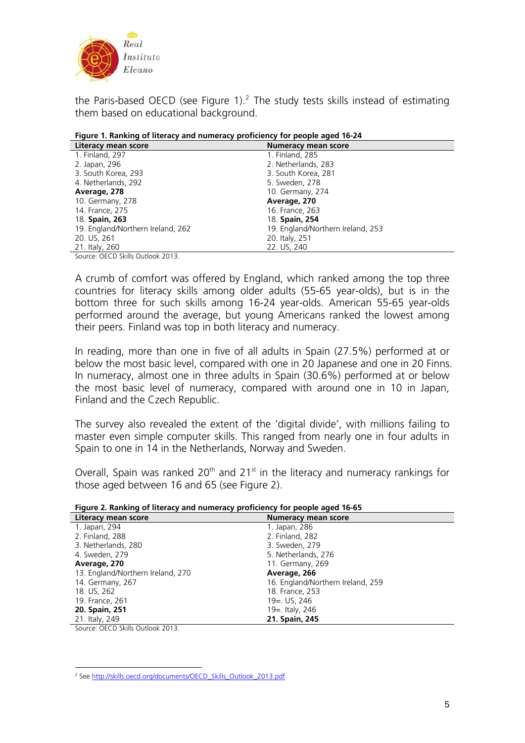the Paris-based OECD (see Figure 1).[2] The study tests skills instead of estimating them based on educational background.

**Figure 1. Ranking of literacy and numeracy proficiency for people aged 16-24**

| Literacy mean score | Numeracy mean score |
|---|---|
| 1. Finland, 297 | 1. Finland, 285 |
| 2. Japan, 296 | 2. Netherlands, 283 |
| 3. South Korea, 293 | 3. South Korea, 281 |
| 4. Netherlands, 292 | 5. Sweden, 278 |
| **Average, 278** | 10. Germany, 274 |
| 10. Germany, 278 | **Average, 270** |
| 14. France, 275 | 16. France, 263 |
| 18. **Spain, 263** | 18. **Spain, 254** |
| 19. England/Northern Ireland, 262 | 19. England/Northern Ireland, 253 |
| 20. US, 261 | 20. Italy, 251 |
| 21. Italy, 260 | 22. US, 240 |

Source: OECD Skills Outlook 2013.

A crumb of comfort was offered by England, which ranked among the top three countries for literacy skills among older adults (55-65 year-olds), but is in the bottom three for such skills among 16-24 year-olds. American 55-65 year-olds performed around the average, but young Americans ranked the lowest among their peers. Finland was top in both literacy and numeracy.

In reading, more than one in five of all adults in Spain (27.5%) performed at or below the most basic level, compared with one in 20 Japanese and one in 20 Finns. In numeracy, almost one in three adults in Spain (30.6%) performed at or below the most basic level of numeracy, compared with around one in 10 in Japan, Finland and the Czech Republic.

The survey also revealed the extent of the 'digital divide', with millions failing to master even simple computer skills. This ranged from nearly one in four adults in Spain to one in 14 in the Netherlands, Norway and Sweden.

Overall, Spain was ranked 20th and 21st in the literacy and numeracy rankings for those aged between 16 and 65 (see Figure 2).

**Figure 2. Ranking of literacy and numeracy proficiency for people aged 16-65**

| Literacy mean score | Numeracy mean score |
|---|---|
| 1. Japan, 294 | 1. Japan, 286 |
| 2. Finland, 288 | 2. Finland, 282 |
| 3. Netherlands, 280 | 3. Sweden, 279 |
| 4. Sweden, 279 | 5. Netherlands, 276 |
| **Average, 270** | 11. Germany, 269 |
| 13. England/Northern Ireland, 270 | **Average, 266** |
| 14. Germany, 267 | 16. England/Northern Ireland, 259 |
| 18. US, 262 | 18. France, 253 |
| 19. France, 261 | 19=. US, 246 |
| **20. Spain, 251** | 19=. Italy, 246 |
| 21. Italy, 249 | **21. Spain, 245** |

Source: OECD Skills Outlook 2013.

[2] See http://skills.oecd.org/documents/OECD_Skills_Outlook_2013.pdf.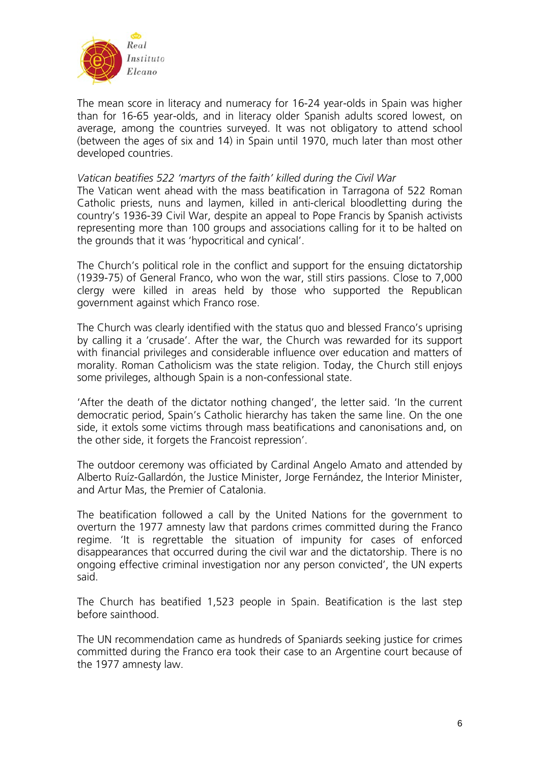The mean score in literacy and numeracy for 16-24 year-olds in Spain was higher than for 16-65 year-olds, and in literacy older Spanish adults scored lowest, on average, among the countries surveyed. It was not obligatory to attend school (between the ages of six and 14) in Spain until 1970, much later than most other developed countries.

*Vatican beatifies 522 'martyrs of the faith' killed during the Civil War*

The Vatican went ahead with the mass beatification in Tarragona of 522 Roman Catholic priests, nuns and laymen, killed in anti-clerical bloodletting during the country's 1936-39 Civil War, despite an appeal to Pope Francis by Spanish activists representing more than 100 groups and associations calling for it to be halted on the grounds that it was 'hypocritical and cynical'.

The Church's political role in the conflict and support for the ensuing dictatorship (1939-75) of General Franco, who won the war, still stirs passions. Close to 7,000 clergy were killed in areas held by those who supported the Republican government against which Franco rose.

The Church was clearly identified with the status quo and blessed Franco's uprising by calling it a 'crusade'. After the war, the Church was rewarded for its support with financial privileges and considerable influence over education and matters of morality. Roman Catholicism was the state religion. Today, the Church still enjoys some privileges, although Spain is a non-confessional state.

'After the death of the dictator nothing changed', the letter said. 'In the current democratic period, Spain's Catholic hierarchy has taken the same line. On the one side, it extols some victims through mass beatifications and canonisations and, on the other side, it forgets the Francoist repression'.

The outdoor ceremony was officiated by Cardinal Angelo Amato and attended by Alberto Ruíz-Gallardón, the Justice Minister, Jorge Fernández, the Interior Minister, and Artur Mas, the Premier of Catalonia.

The beatification followed a call by the United Nations for the government to overturn the 1977 amnesty law that pardons crimes committed during the Franco regime. 'It is regrettable the situation of impunity for cases of enforced disappearances that occurred during the civil war and the dictatorship. There is no ongoing effective criminal investigation nor any person convicted', the UN experts said.

The Church has beatified 1,523 people in Spain. Beatification is the last step before sainthood.

The UN recommendation came as hundreds of Spaniards seeking justice for crimes committed during the Franco era took their case to an Argentine court because of the 1977 amnesty law.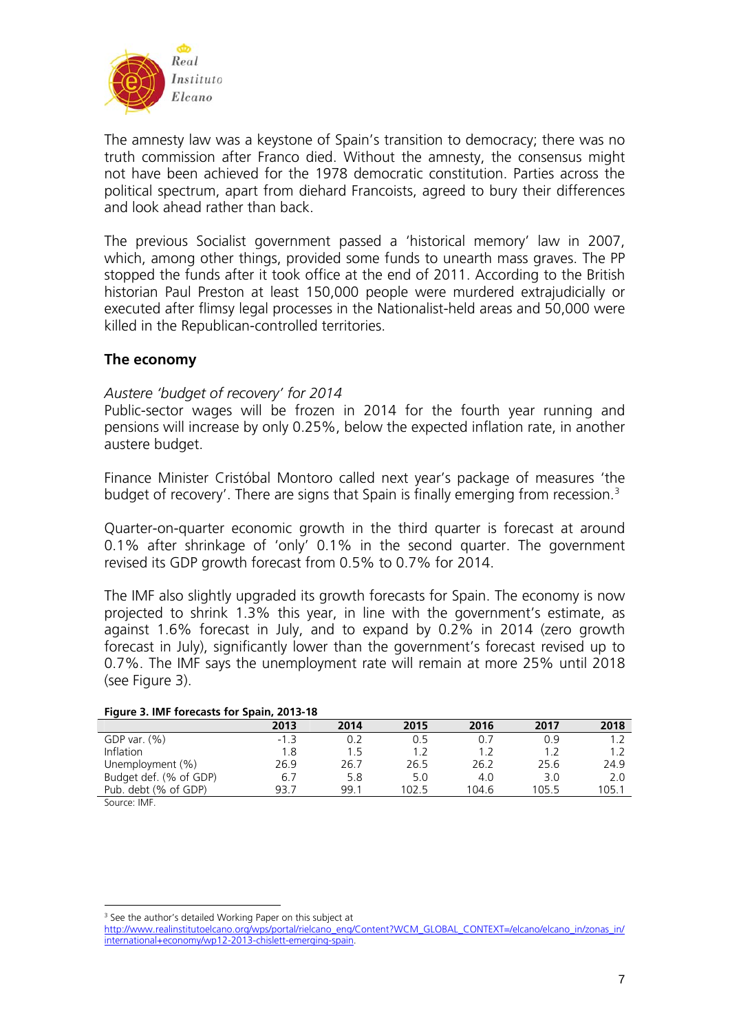The amnesty law was a keystone of Spain's transition to democracy; there was no truth commission after Franco died. Without the amnesty, the consensus might not have been achieved for the 1978 democratic constitution. Parties across the political spectrum, apart from diehard Francoists, agreed to bury their differences and look ahead rather than back.

The previous Socialist government passed a 'historical memory' law in 2007, which, among other things, provided some funds to unearth mass graves. The PP stopped the funds after it took office at the end of 2011. According to the British historian Paul Preston at least 150,000 people were murdered extrajudicially or executed after flimsy legal processes in the Nationalist-held areas and 50,000 were killed in the Republican-controlled territories.

## The economy

*Austere 'budget of recovery' for 2014*

Public-sector wages will be frozen in 2014 for the fourth year running and pensions will increase by only 0.25%, below the expected inflation rate, in another austere budget.

Finance Minister Cristóbal Montoro called next year's package of measures 'the budget of recovery'. There are signs that Spain is finally emerging from recession.[3]

Quarter-on-quarter economic growth in the third quarter is forecast at around 0.1% after shrinkage of 'only' 0.1% in the second quarter. The government revised its GDP growth forecast from 0.5% to 0.7% for 2014.

The IMF also slightly upgraded its growth forecasts for Spain. The economy is now projected to shrink 1.3% this year, in line with the government's estimate, as against 1.6% forecast in July, and to expand by 0.2% in 2014 (zero growth forecast in July), significantly lower than the government's forecast revised up to 0.7%. The IMF says the unemployment rate will remain at more 25% until 2018 (see Figure 3).

**Figure 3. IMF forecasts for Spain, 2013-18**

| | 2013 | 2014 | 2015 | 2016 | 2017 | 2018 |
|---|---|---|---|---|---|---|
| GDP var. (%) | -1.3 | 0.2 | 0.5 | 0.7 | 0.9 | 1.2 |
| Inflation | 1.8 | 1.5 | 1.2 | 1.2 | 1.2 | 1.2 |
| Unemployment (%) | 26.9 | 26.7 | 26.5 | 26.2 | 25.6 | 24.9 |
| Budget def. (% of GDP) | 6.7 | 5.8 | 5.0 | 4.0 | 3.0 | 2.0 |
| Pub. debt (% of GDP) | 93.7 | 99.1 | 102.5 | 104.6 | 105.5 | 105.1 |

Source: IMF.

[3] See the author's detailed Working Paper on this subject at http://www.realinstitutoelcano.org/wps/portal/rielcano_eng/Content?WCM_GLOBAL_CONTEXT=/elcano/elcano_in/zonas_in/international+economy/wp12-2013-chislett-emerging-spain.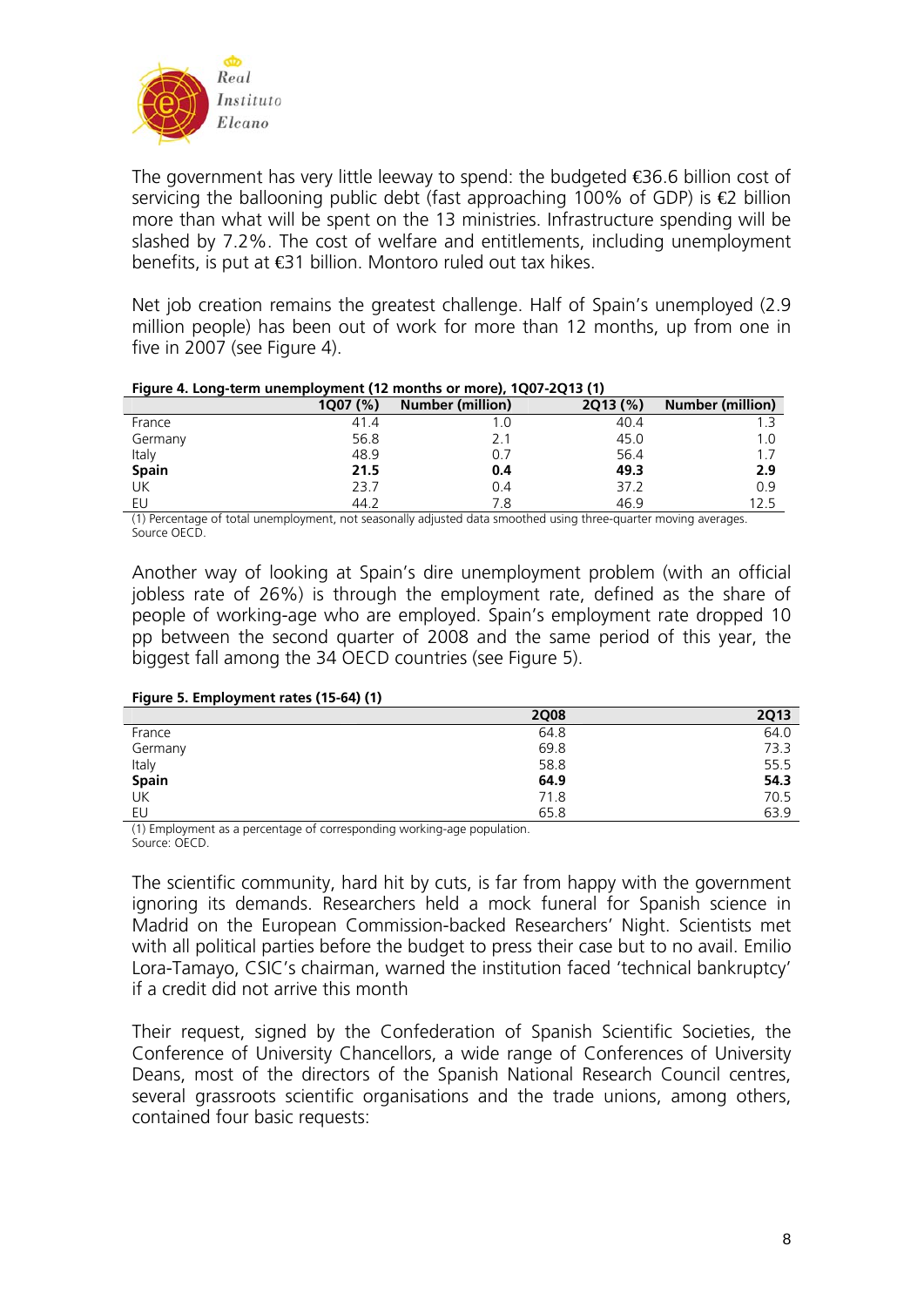The government has very little leeway to spend: the budgeted €36.6 billion cost of servicing the ballooning public debt (fast approaching 100% of GDP) is €2 billion more than what will be spent on the 13 ministries. Infrastructure spending will be slashed by 7.2%. The cost of welfare and entitlements, including unemployment benefits, is put at €31 billion. Montoro ruled out tax hikes.

Net job creation remains the greatest challenge. Half of Spain's unemployed (2.9 million people) has been out of work for more than 12 months, up from one in five in 2007 (see Figure 4).

**Figure 4. Long-term unemployment (12 months or more), 1Q07-2Q13 (1)**

| | 1Q07 (%) | Number (million) | 2Q13 (%) | Number (million) |
|---|---|---|---|---|
| France | 41.4 | 1.0 | 40.4 | 1.3 |
| Germany | 56.8 | 2.1 | 45.0 | 1.0 |
| Italy | 48.9 | 0.7 | 56.4 | 1.7 |
| **Spain** | **21.5** | **0.4** | **49.3** | **2.9** |
| UK | 23.7 | 0.4 | 37.2 | 0.9 |
| EU | 44.2 | 7.8 | 46.9 | 12.5 |

(1) Percentage of total unemployment, not seasonally adjusted data smoothed using three-quarter moving averages.
Source OECD.

Another way of looking at Spain's dire unemployment problem (with an official jobless rate of 26%) is through the employment rate, defined as the share of people of working-age who are employed. Spain's employment rate dropped 10 pp between the second quarter of 2008 and the same period of this year, the biggest fall among the 34 OECD countries (see Figure 5).

**Figure 5. Employment rates (15-64) (1)**

| | 2Q08 | 2Q13 |
|---|---|---|
| France | 64.8 | 64.0 |
| Germany | 69.8 | 73.3 |
| Italy | 58.8 | 55.5 |
| **Spain** | **64.9** | **54.3** |
| UK | 71.8 | 70.5 |
| EU | 65.8 | 63.9 |

(1) Employment as a percentage of corresponding working-age population.
Source: OECD.

The scientific community, hard hit by cuts, is far from happy with the government ignoring its demands. Researchers held a mock funeral for Spanish science in Madrid on the European Commission-backed Researchers' Night. Scientists met with all political parties before the budget to press their case but to no avail. Emilio Lora-Tamayo, CSIC's chairman, warned the institution faced 'technical bankruptcy' if a credit did not arrive this month

Their request, signed by the Confederation of Spanish Scientific Societies, the Conference of University Chancellors, a wide range of Conferences of University Deans, most of the directors of the Spanish National Research Council centres, several grassroots scientific organisations and the trade unions, among others, contained four basic requests: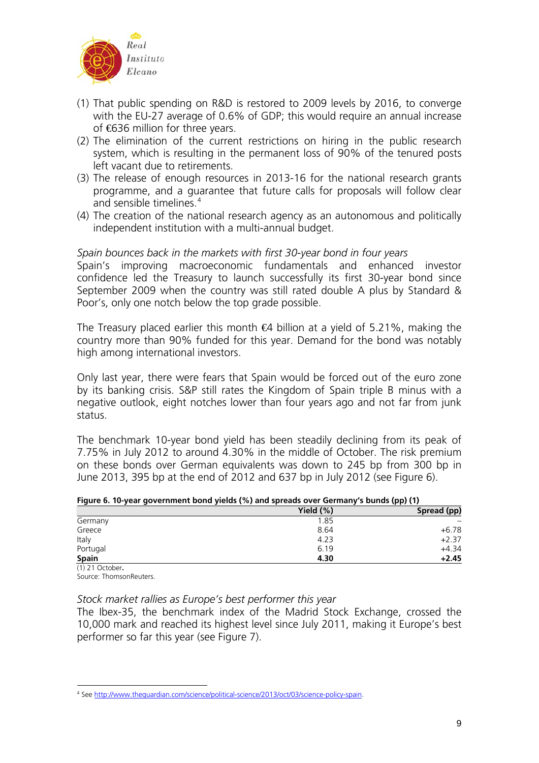(1) That public spending on R&D is restored to 2009 levels by 2016, to converge with the EU-27 average of 0.6% of GDP; this would require an annual increase of €636 million for three years.
(2) The elimination of the current restrictions on hiring in the public research system, which is resulting in the permanent loss of 90% of the tenured posts left vacant due to retirements.
(3) The release of enough resources in 2013-16 for the national research grants programme, and a guarantee that future calls for proposals will follow clear and sensible timelines.[4]
(4) The creation of the national research agency as an autonomous and politically independent institution with a multi-annual budget.

*Spain bounces back in the markets with first 30-year bond in four years*

Spain's improving macroeconomic fundamentals and enhanced investor confidence led the Treasury to launch successfully its first 30-year bond since September 2009 when the country was still rated double A plus by Standard & Poor's, only one notch below the top grade possible.

The Treasury placed earlier this month €4 billion at a yield of 5.21%, making the country more than 90% funded for this year. Demand for the bond was notably high among international investors.

Only last year, there were fears that Spain would be forced out of the euro zone by its banking crisis. S&P still rates the Kingdom of Spain triple B minus with a negative outlook, eight notches lower than four years ago and not far from junk status.

The benchmark 10-year bond yield has been steadily declining from its peak of 7.75% in July 2012 to around 4.30% in the middle of October. The risk premium on these bonds over German equivalents was down to 245 bp from 300 bp in June 2013, 395 bp at the end of 2012 and 637 bp in July 2012 (see Figure 6).

**Figure 6. 10-year government bond yields (%) and spreads over Germany's bunds (pp) (1)**

| | Yield (%) | Spread (pp) |
|---|---|---|
| Germany | 1.85 | – |
| Greece | 8.64 | +6.78 |
| Italy | 4.23 | +2.37 |
| Portugal | 6.19 | +4.34 |
| **Spain** | **4.30** | **+2.45** |

(1) 21 October.
Source: ThomsonReuters.

*Stock market rallies as Europe's best performer this year*

The Ibex-35, the benchmark index of the Madrid Stock Exchange, crossed the 10,000 mark and reached its highest level since July 2011, making it Europe's best performer so far this year (see Figure 7).

---

[4] See http://www.theguardian.com/science/political-science/2013/oct/03/science-policy-spain.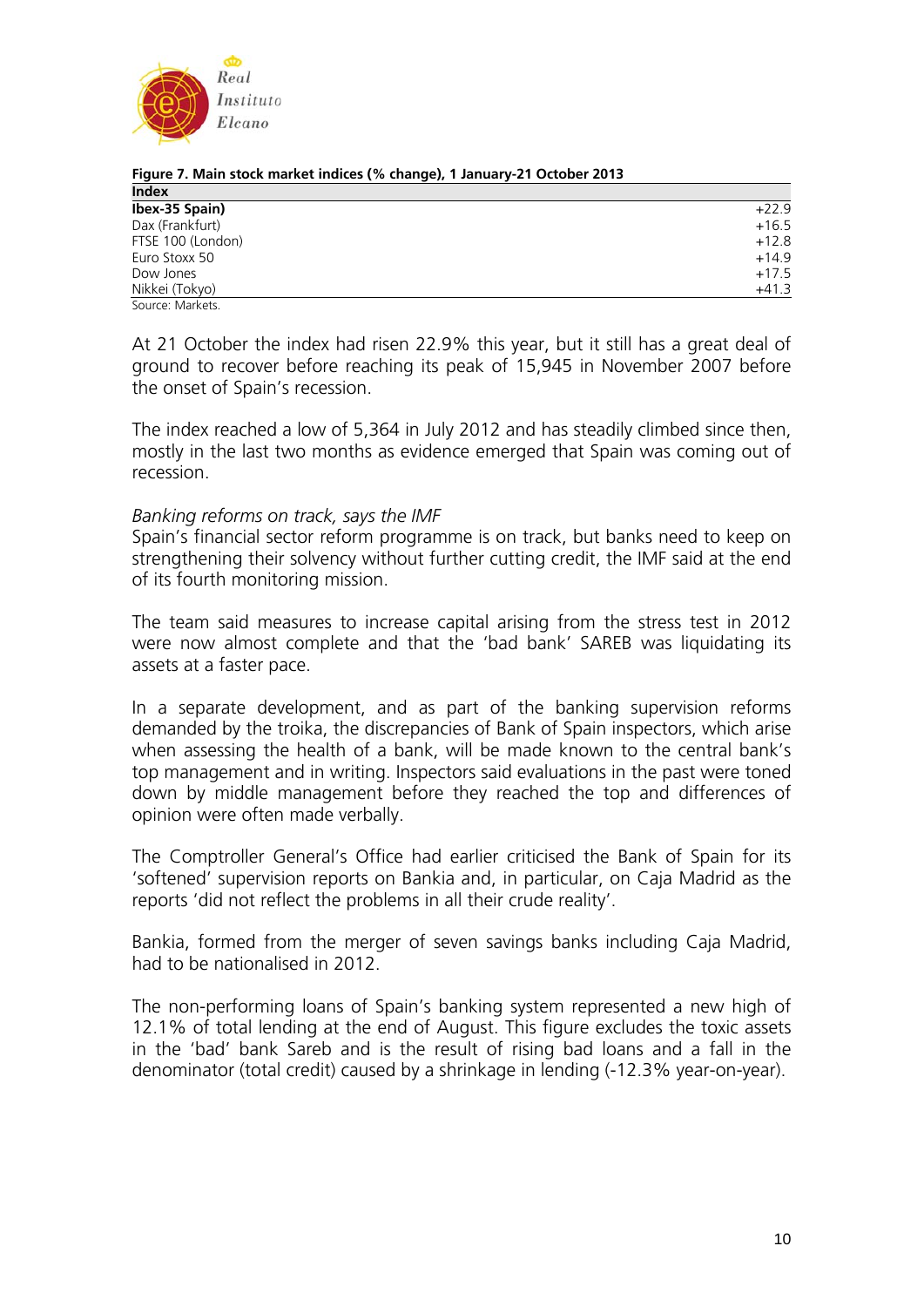**Figure 7. Main stock market indices (% change), 1 January-21 October 2013**

| Index | |
|---|---|
| **Ibex-35 Spain)** | +22.9 |
| Dax (Frankfurt) | +16.5 |
| FTSE 100 (London) | +12.8 |
| Euro Stoxx 50 | +14.9 |
| Dow Jones | +17.5 |
| Nikkei (Tokyo) | +41.3 |

Source: Markets.

At 21 October the index had risen 22.9% this year, but it still has a great deal of ground to recover before reaching its peak of 15,945 in November 2007 before the onset of Spain's recession.

The index reached a low of 5,364 in July 2012 and has steadily climbed since then, mostly in the last two months as evidence emerged that Spain was coming out of recession.

*Banking reforms on track, says the IMF*

Spain's financial sector reform programme is on track, but banks need to keep on strengthening their solvency without further cutting credit, the IMF said at the end of its fourth monitoring mission.

The team said measures to increase capital arising from the stress test in 2012 were now almost complete and that the 'bad bank' SAREB was liquidating its assets at a faster pace.

In a separate development, and as part of the banking supervision reforms demanded by the troika, the discrepancies of Bank of Spain inspectors, which arise when assessing the health of a bank, will be made known to the central bank's top management and in writing. Inspectors said evaluations in the past were toned down by middle management before they reached the top and differences of opinion were often made verbally.

The Comptroller General's Office had earlier criticised the Bank of Spain for its 'softened' supervision reports on Bankia and, in particular, on Caja Madrid as the reports 'did not reflect the problems in all their crude reality'.

Bankia, formed from the merger of seven savings banks including Caja Madrid, had to be nationalised in 2012.

The non-performing loans of Spain's banking system represented a new high of 12.1% of total lending at the end of August. This figure excludes the toxic assets in the 'bad' bank Sareb and is the result of rising bad loans and a fall in the denominator (total credit) caused by a shrinkage in lending (-12.3% year-on-year).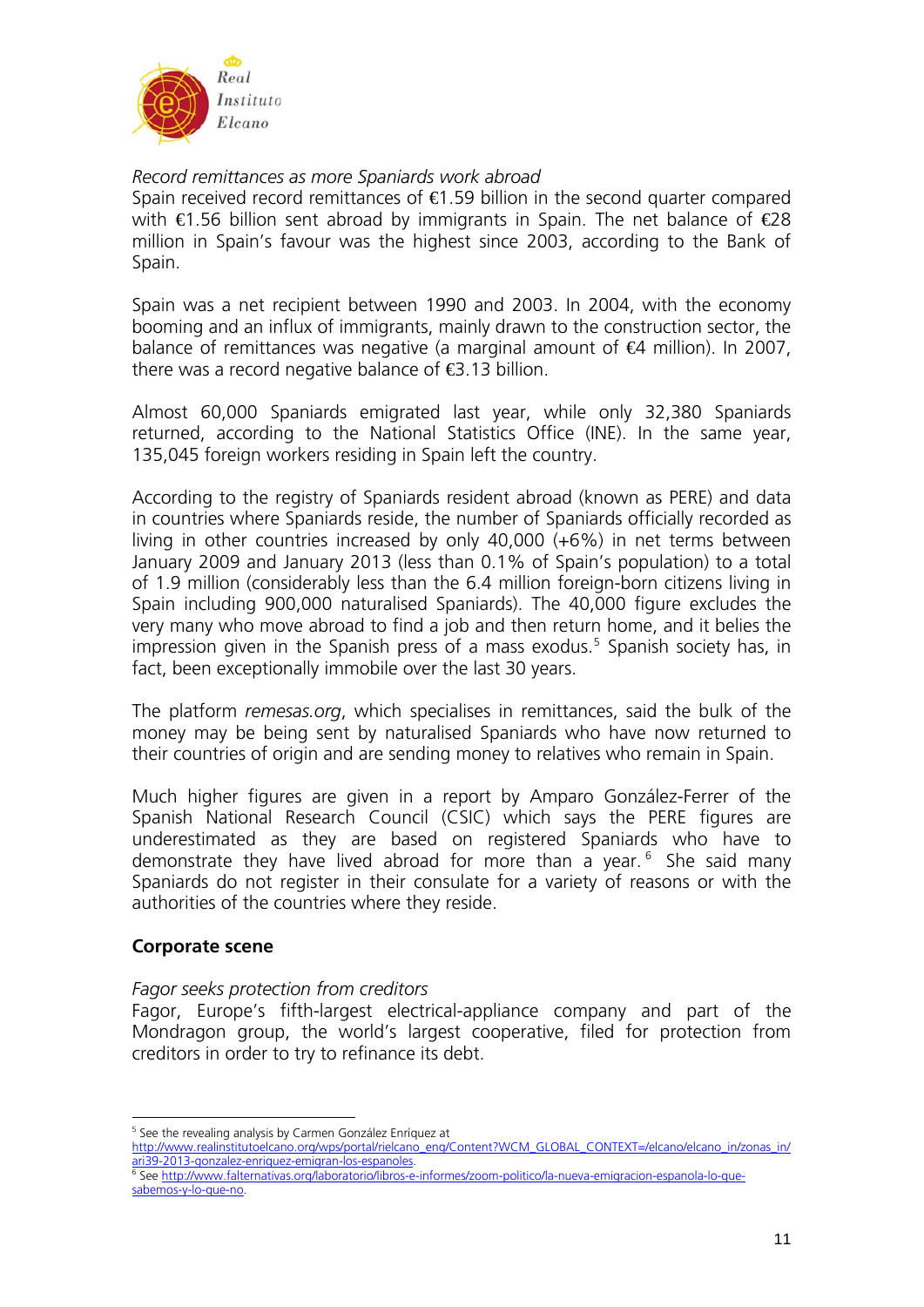*Record remittances as more Spaniards work abroad*
Spain received record remittances of €1.59 billion in the second quarter compared with €1.56 billion sent abroad by immigrants in Spain. The net balance of €28 million in Spain's favour was the highest since 2003, according to the Bank of Spain.

Spain was a net recipient between 1990 and 2003. In 2004, with the economy booming and an influx of immigrants, mainly drawn to the construction sector, the balance of remittances was negative (a marginal amount of €4 million). In 2007, there was a record negative balance of €3.13 billion.

Almost 60,000 Spaniards emigrated last year, while only 32,380 Spaniards returned, according to the National Statistics Office (INE). In the same year, 135,045 foreign workers residing in Spain left the country.

According to the registry of Spaniards resident abroad (known as PERE) and data in countries where Spaniards reside, the number of Spaniards officially recorded as living in other countries increased by only 40,000 (+6%) in net terms between January 2009 and January 2013 (less than 0.1% of Spain's population) to a total of 1.9 million (considerably less than the 6.4 million foreign-born citizens living in Spain including 900,000 naturalised Spaniards). The 40,000 figure excludes the very many who move abroad to find a job and then return home, and it belies the impression given in the Spanish press of a mass exodus.[5] Spanish society has, in fact, been exceptionally immobile over the last 30 years.

The platform *remesas.org*, which specialises in remittances, said the bulk of the money may be being sent by naturalised Spaniards who have now returned to their countries of origin and are sending money to relatives who remain in Spain.

Much higher figures are given in a report by Amparo González-Ferrer of the Spanish National Research Council (CSIC) which says the PERE figures are underestimated as they are based on registered Spaniards who have to demonstrate they have lived abroad for more than a year.[6] She said many Spaniards do not register in their consulate for a variety of reasons or with the authorities of the countries where they reside.

**Corporate scene**

*Fagor seeks protection from creditors*
Fagor, Europe's fifth-largest electrical-appliance company and part of the Mondragon group, the world's largest cooperative, filed for protection from creditors in order to try to refinance its debt.

---

[5] See the revealing analysis by Carmen González Enríquez at http://www.realinstitutoelcano.org/wps/portal/rielcano_eng/Content?WCM_GLOBAL_CONTEXT=/elcano/elcano_in/zonas_in/ari39-2013-gonzalez-enriquez-emigran-los-espanoles.

[6] See http://www.falternativas.org/laboratorio/libros-e-informes/zoom-politico/la-nueva-emigracion-espanola-lo-que-sabemos-y-lo-que-no.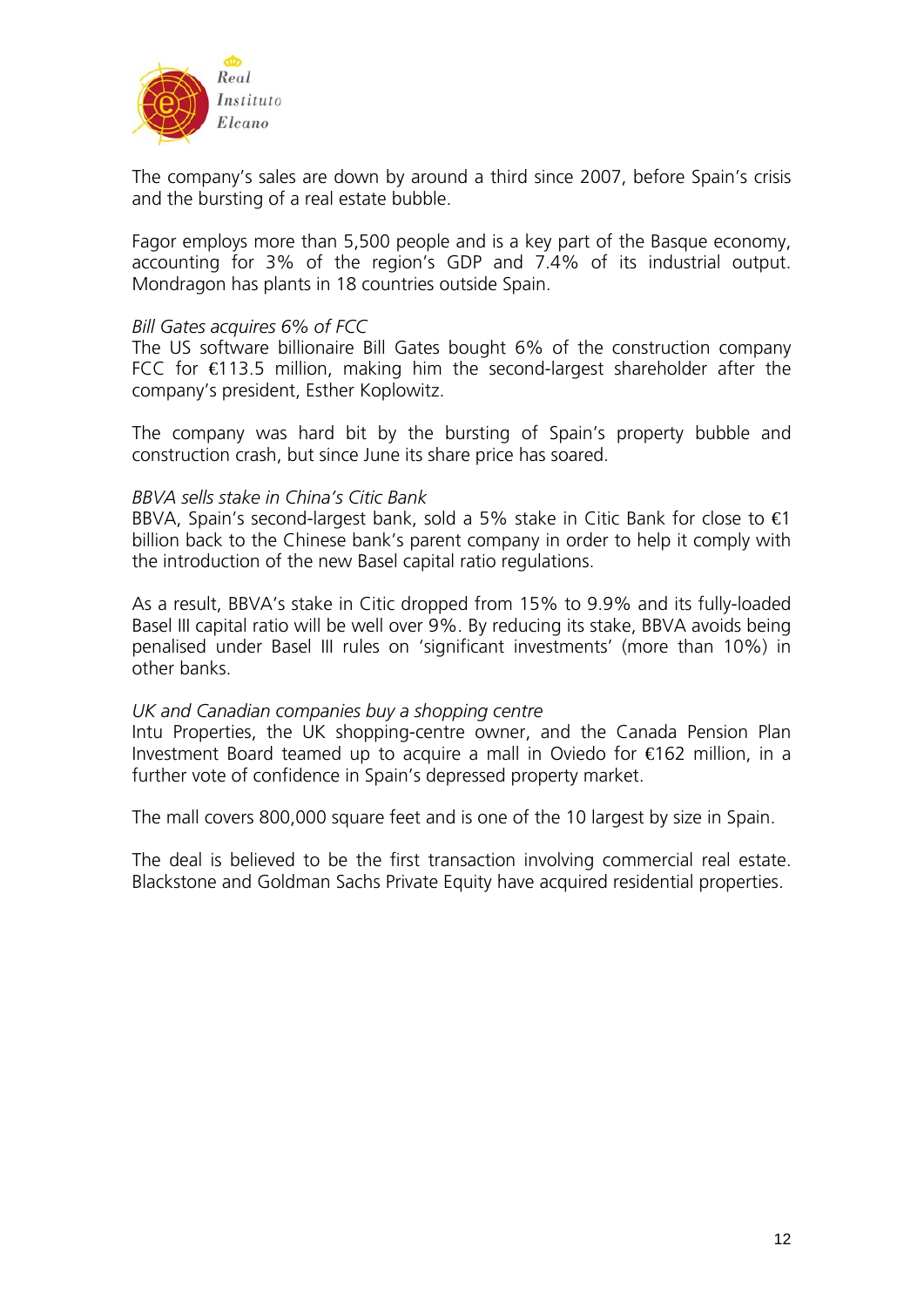The company's sales are down by around a third since 2007, before Spain's crisis and the bursting of a real estate bubble.

Fagor employs more than 5,500 people and is a key part of the Basque economy, accounting for 3% of the region's GDP and 7.4% of its industrial output. Mondragon has plants in 18 countries outside Spain.

*Bill Gates acquires 6% of FCC*

The US software billionaire Bill Gates bought 6% of the construction company FCC for €113.5 million, making him the second-largest shareholder after the company's president, Esther Koplowitz.

The company was hard bit by the bursting of Spain's property bubble and construction crash, but since June its share price has soared.

*BBVA sells stake in China's Citic Bank*

BBVA, Spain's second-largest bank, sold a 5% stake in Citic Bank for close to €1 billion back to the Chinese bank's parent company in order to help it comply with the introduction of the new Basel capital ratio regulations.

As a result, BBVA's stake in Citic dropped from 15% to 9.9% and its fully-loaded Basel III capital ratio will be well over 9%. By reducing its stake, BBVA avoids being penalised under Basel III rules on 'significant investments' (more than 10%) in other banks.

*UK and Canadian companies buy a shopping centre*

Intu Properties, the UK shopping-centre owner, and the Canada Pension Plan Investment Board teamed up to acquire a mall in Oviedo for €162 million, in a further vote of confidence in Spain's depressed property market.

The mall covers 800,000 square feet and is one of the 10 largest by size in Spain.

The deal is believed to be the first transaction involving commercial real estate. Blackstone and Goldman Sachs Private Equity have acquired residential properties.